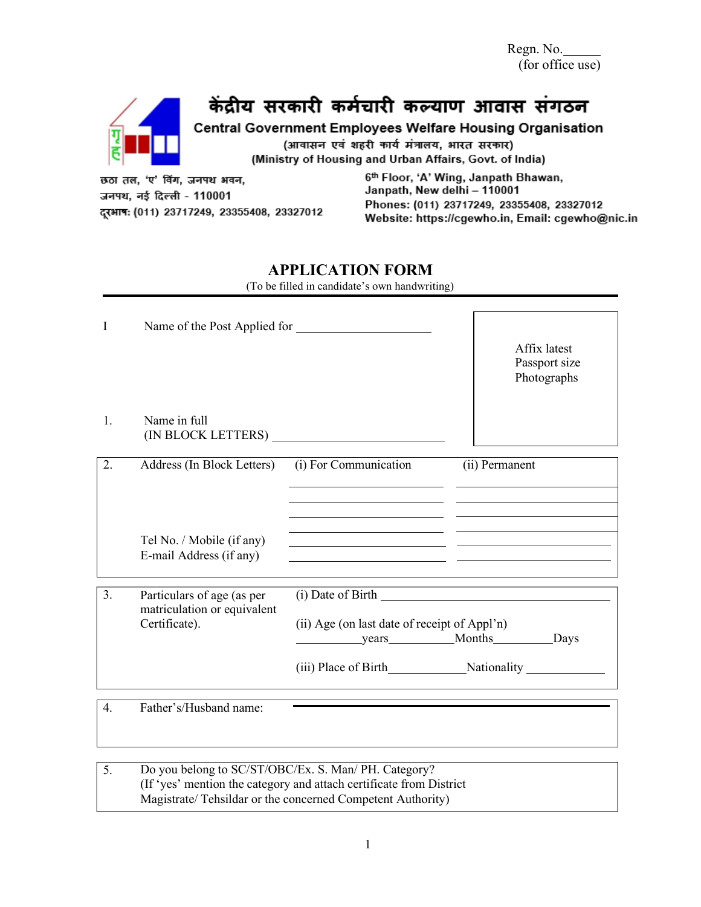Regn. No.______
(for office use)

# केंद्रीय सरकारी कर्मचारी कल्याण आवास संगठन

## Central Government Employees Welfare Housing Organisation

(आवासन एवं शहरी कार्य मंत्रालय, भारत सरकार)

(Ministry of Housing and Urban Affairs, Govt. of India)

छठा तल, 'ए' विंग, जनपथ भवन,
जनपथ, नई दिल्ली - 110001
दूरभाष: (011) 23717249, 23355408, 23327012

6th Floor, 'A' Wing, Janpath Bhawan,
Janpath, New delhi – 110001
Phones: (011) 23717249, 23355408, 23327012
Website: https://cgewho.in, Email: cgewho@nic.in

## APPLICATION FORM

(To be filled in candidate's own handwriting)

I Name of the Post Applied for ______________________

Affix latest Passport size Photographs

1. Name in full
(IN BLOCK LETTERS) ____________________________

| 2. | Address (In Block Letters) | (i) For Communication | (ii) Permanent |
|---|---|---|---|
| | | ______________________ | ______________________ |
| | | ______________________ | ______________________ |
| | | ______________________ | ______________________ |
| | | ______________________ | ______________________ |
| | Tel No. / Mobile (if any) | ______________________ | ______________________ |
| | E-mail Address (if any) | ______________________ | ______________________ |

| 3. | Particulars of age (as per matriculation or equivalent Certificate). | (i) Date of Birth ______________________ |
|---|---|---|
| | | (ii) Age (on last date of receipt of Appl'n) __________years__________Months__________Days |
| | | (iii) Place of Birth____________Nationality ____________ |

4. Father's/Husband name: ______________________________

5. Do you belong to SC/ST/OBC/Ex. S. Man/ PH. Category?
(If 'yes' mention the category and attach certificate from District Magistrate/ Tehsildar or the concerned Competent Authority)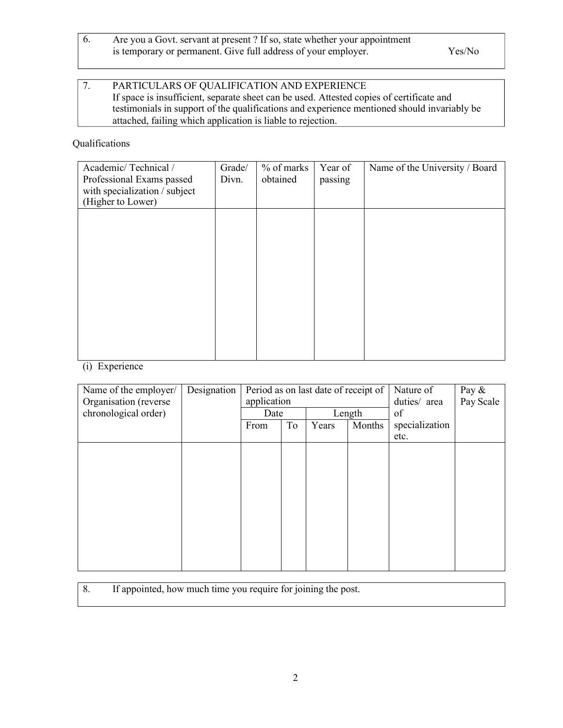6. Are you a Govt. servant at present ? If so, state whether your appointment is temporary or permanent. Give full address of your employer. Yes/No

7. PARTICULARS OF QUALIFICATION AND EXPERIENCE
If space is insufficient, separate sheet can be used. Attested copies of certificate and testimonials in support of the qualifications and experience mentioned should invariably be attached, failing which application is liable to rejection.

Qualifications

| Academic/ Technical / Professional Exams passed with specialization / subject (Higher to Lower) | Grade/ Divn. | % of marks obtained | Year of passing | Name of the University / Board |
|---|---|---|---|---|
| | | | | |

(i) Experience

| Name of the employer/ Organisation (reverse chronological order) | Designation | Period as on last date of receipt of application | | | | Nature of duties/ area of specialization etc. | Pay & Pay Scale |
|---|---|---|---|---|---|---|---|
| | | Date | | Length | | | |
| | | From | To | Years | Months | | |
| | | | | | | | |

8. If appointed, how much time you require for joining the post.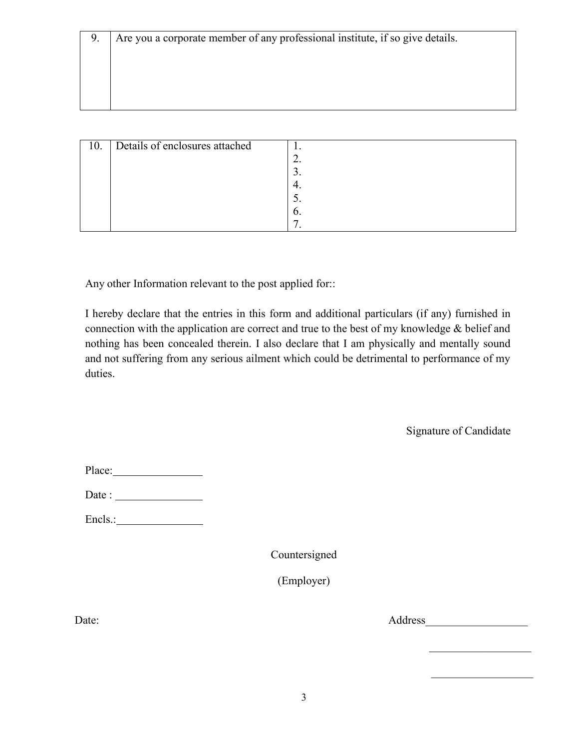| 9. | Are you a corporate member of any professional institute, if so give details. |
|---|---|
| | |

| 10. | Details of enclosures attached | 1.<br>2.<br>3.<br>4.<br>5.<br>6.<br>7. |
|---|---|---|

Any other Information relevant to the post applied for::

I hereby declare that the entries in this form and additional particulars (if any) furnished in connection with the application are correct and true to the best of my knowledge & belief and nothing has been concealed therein. I also declare that I am physically and mentally sound and not suffering from any serious ailment which could be detrimental to performance of my duties.

Signature of Candidate

Place:________________

Date : ________________

Encls.:________________

Countersigned

(Employer)

Date:

Address__________________

__________________

__________________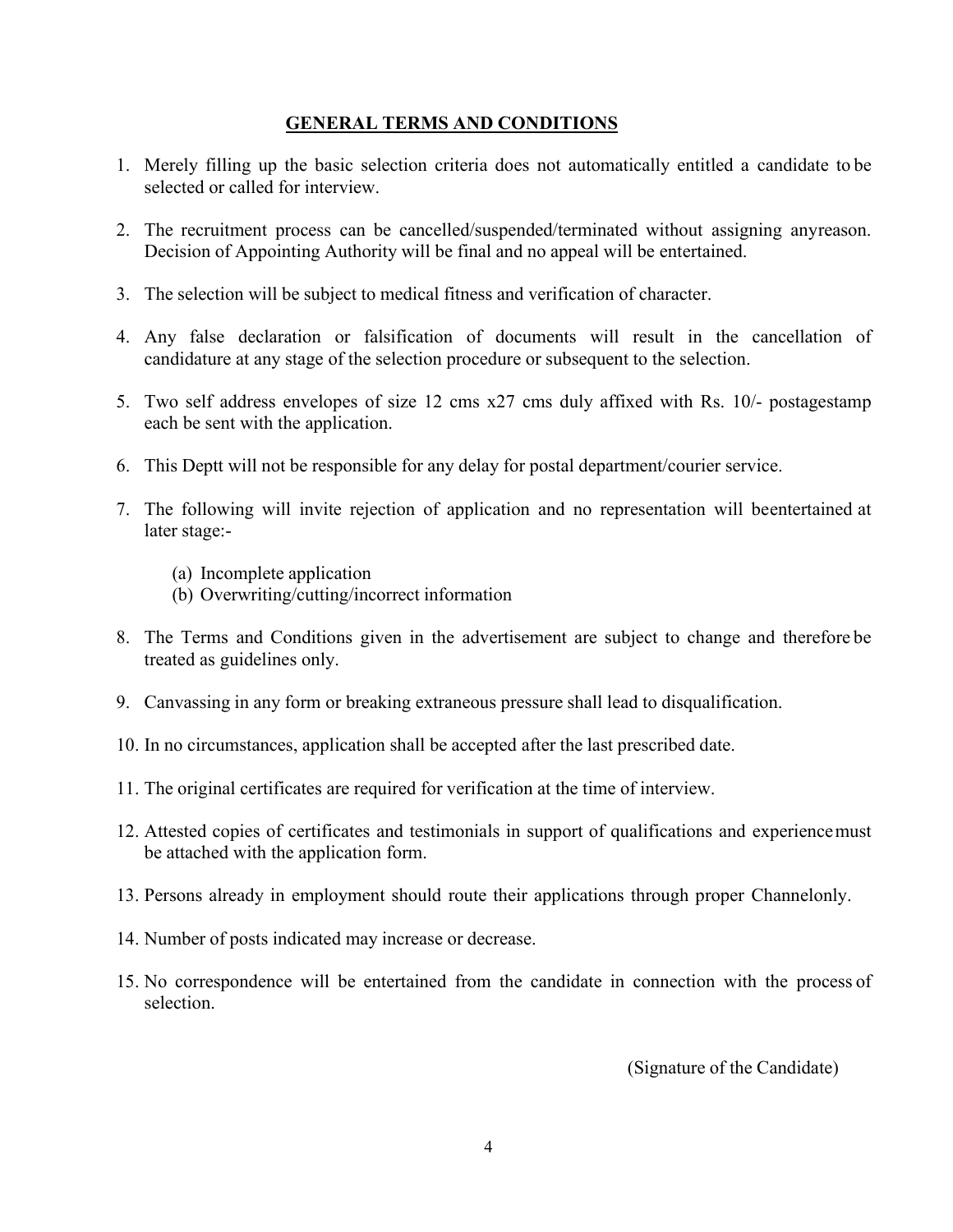## GENERAL TERMS AND CONDITIONS

1. Merely filling up the basic selection criteria does not automatically entitled a candidate to be selected or called for interview.

2. The recruitment process can be cancelled/suspended/terminated without assigning anyreason. Decision of Appointing Authority will be final and no appeal will be entertained.

3. The selection will be subject to medical fitness and verification of character.

4. Any false declaration or falsification of documents will result in the cancellation of candidature at any stage of the selection procedure or subsequent to the selection.

5. Two self address envelopes of size 12 cms x27 cms duly affixed with Rs. 10/- postagestamp each be sent with the application.

6. This Deptt will not be responsible for any delay for postal department/courier service.

7. The following will invite rejection of application and no representation will beentertained at later stage:-

   (a) Incomplete application
   (b) Overwriting/cutting/incorrect information

8. The Terms and Conditions given in the advertisement are subject to change and therefore be treated as guidelines only.

9. Canvassing in any form or breaking extraneous pressure shall lead to disqualification.

10. In no circumstances, application shall be accepted after the last prescribed date.

11. The original certificates are required for verification at the time of interview.

12. Attested copies of certificates and testimonials in support of qualifications and experiencemust be attached with the application form.

13. Persons already in employment should route their applications through proper Channelonly.

14. Number of posts indicated may increase or decrease.

15. No correspondence will be entertained from the candidate in connection with the process of selection.

(Signature of the Candidate)